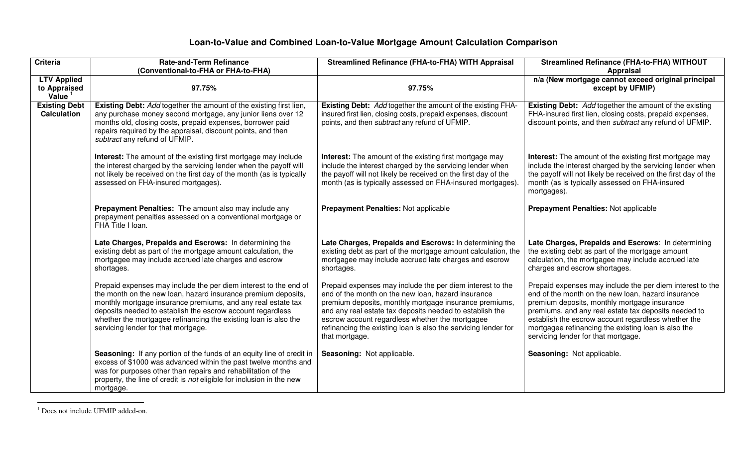# Loan-to-Value and Combined Loan-to-Value Mortgage Amount Calculation Comparison

| Criteria | Rate-and-Term Refinance (Conventional-to-FHA or FHA-to-FHA) | Streamlined Refinance (FHA-to-FHA) WITH Appraisal | Streamlined Refinance (FHA-to-FHA) WITHOUT Appraisal |
|---|---|---|---|
| **LTV Applied to Appraised Value** [1] | **97.75%** | **97.75%** | **n/a (New mortgage cannot exceed original principal except by UFMIP)** |
| **Existing Debt Calculation** | **Existing Debt:** *Add* together the amount of the existing first lien, any purchase money second mortgage, any junior liens over 12 months old, closing costs, prepaid expenses, borrower paid repairs required by the appraisal, discount points, and then *subtract* any refund of UFMIP.<br><br>**Interest:** The amount of the existing first mortgage may include the interest charged by the servicing lender when the payoff will not likely be received on the first day of the month (as is typically assessed on FHA-insured mortgages).<br><br>**Prepayment Penalties:** The amount also may include any prepayment penalties assessed on a conventional mortgage or FHA Title I loan.<br><br>**Late Charges, Prepaids and Escrows:** In determining the existing debt as part of the mortgage amount calculation, the mortgagee may include accrued late charges and escrow shortages.<br><br>Prepaid expenses may include the per diem interest to the end of the month on the new loan, hazard insurance premium deposits, monthly mortgage insurance premiums, and any real estate tax deposits needed to establish the escrow account regardless whether the mortgagee refinancing the existing loan is also the servicing lender for that mortgage.<br><br>**Seasoning:** If any portion of the funds of an equity line of credit in excess of $1000 was advanced within the past twelve months and was for purposes other than repairs and rehabilitation of the property, the line of credit is *not* eligible for inclusion in the new mortgage. | **Existing Debt:** *Add* together the amount of the existing FHA-insured first lien, closing costs, prepaid expenses, discount points, and then *subtract* any refund of UFMIP.<br><br>**Interest:** The amount of the existing first mortgage may include the interest charged by the servicing lender when the payoff will not likely be received on the first day of the month (as is typically assessed on FHA-insured mortgages).<br><br>**Prepayment Penalties:** Not applicable<br><br>**Late Charges, Prepaids and Escrows:** In determining the existing debt as part of the mortgage amount calculation, the mortgagee may include accrued late charges and escrow shortages.<br><br>Prepaid expenses may include the per diem interest to the end of the month on the new loan, hazard insurance premium deposits, monthly mortgage insurance premiums, and any real estate tax deposits needed to establish the escrow account regardless whether the mortgagee refinancing the existing loan is also the servicing lender for that mortgage.<br><br>**Seasoning:** Not applicable. | **Existing Debt:** *Add* together the amount of the existing FHA-insured first lien, closing costs, prepaid expenses, discount points, and then *subtract* any refund of UFMIP.<br><br>**Interest:** The amount of the existing first mortgage may include the interest charged by the servicing lender when the payoff will not likely be received on the first day of the month (as is typically assessed on FHA-insured mortgages).<br><br>**Prepayment Penalties:** Not applicable<br><br>**Late Charges, Prepaids and Escrows**: In determining the existing debt as part of the mortgage amount calculation, the mortgagee may include accrued late charges and escrow shortages.<br><br>Prepaid expenses may include the per diem interest to the end of the month on the new loan, hazard insurance premium deposits, monthly mortgage insurance premiums, and any real estate tax deposits needed to establish the escrow account regardless whether the mortgagee refinancing the existing loan is also the servicing lender for that mortgage.<br><br>**Seasoning:** Not applicable. |

[1] Does not include UFMIP added-on.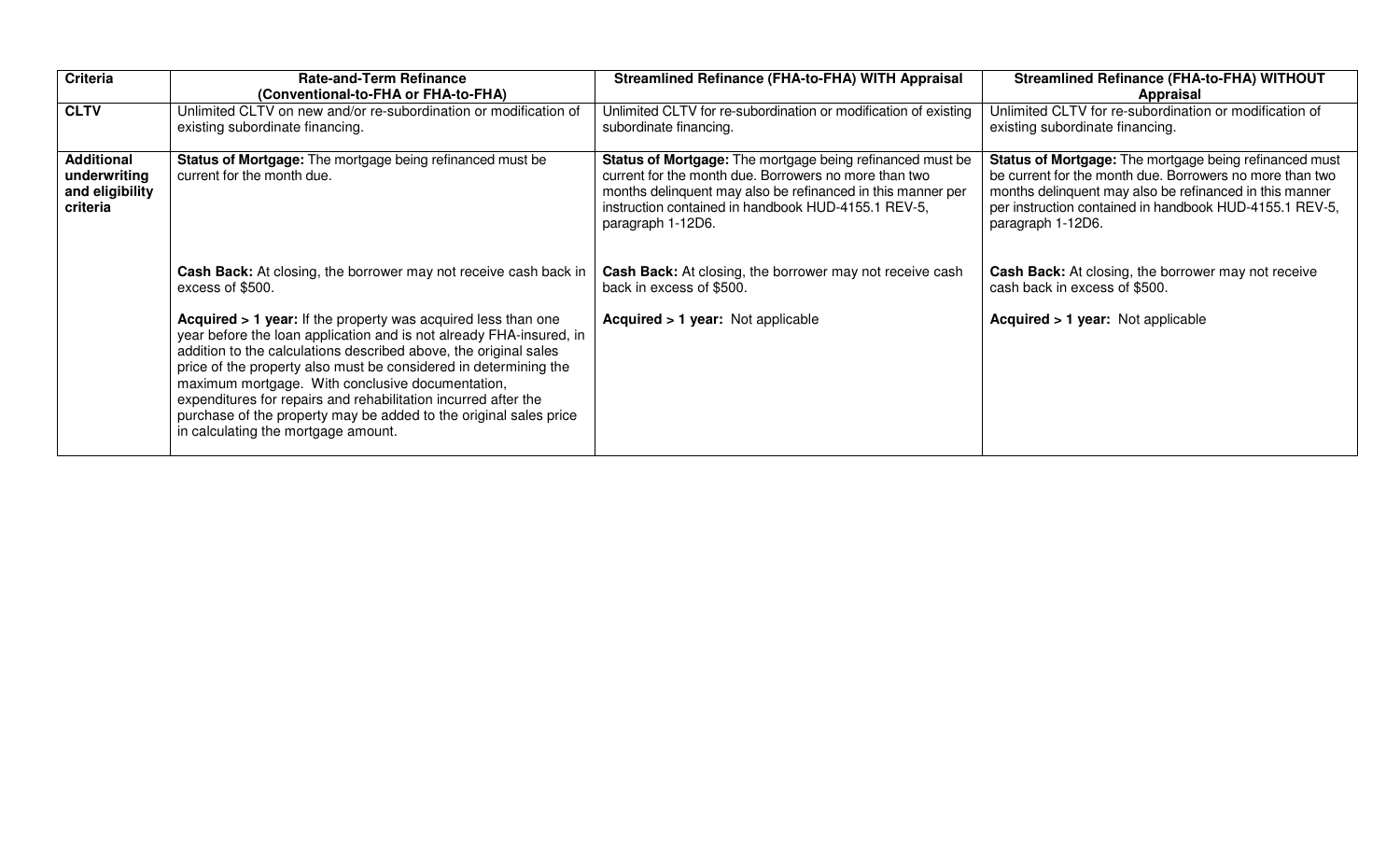| Criteria | Rate-and-Term Refinance (Conventional-to-FHA or FHA-to-FHA) | Streamlined Refinance (FHA-to-FHA) WITH Appraisal | Streamlined Refinance (FHA-to-FHA) WITHOUT Appraisal |
|---|---|---|---|
| **CLTV** | Unlimited CLTV on new and/or re-subordination or modification of existing subordinate financing. | Unlimited CLTV for re-subordination or modification of existing subordinate financing. | Unlimited CLTV for re-subordination or modification of existing subordinate financing. |
| **Additional underwriting and eligibility criteria** | **Status of Mortgage:** The mortgage being refinanced must be current for the month due.<br><br>**Cash Back:** At closing, the borrower may not receive cash back in excess of $500.<br><br>**Acquired > 1 year:** If the property was acquired less than one year before the loan application and is not already FHA-insured, in addition to the calculations described above, the original sales price of the property also must be considered in determining the maximum mortgage. With conclusive documentation, expenditures for repairs and rehabilitation incurred after the purchase of the property may be added to the original sales price in calculating the mortgage amount. | **Status of Mortgage:** The mortgage being refinanced must be current for the month due. Borrowers no more than two months delinquent may also be refinanced in this manner per instruction contained in handbook HUD-4155.1 REV-5, paragraph 1-12D6.<br><br>**Cash Back:** At closing, the borrower may not receive cash back in excess of $500.<br><br>**Acquired > 1 year:** Not applicable | **Status of Mortgage:** The mortgage being refinanced must be current for the month due. Borrowers no more than two months delinquent may also be refinanced in this manner per instruction contained in handbook HUD-4155.1 REV-5, paragraph 1-12D6.<br><br>**Cash Back:** At closing, the borrower may not receive cash back in excess of $500.<br><br>**Acquired > 1 year:** Not applicable |